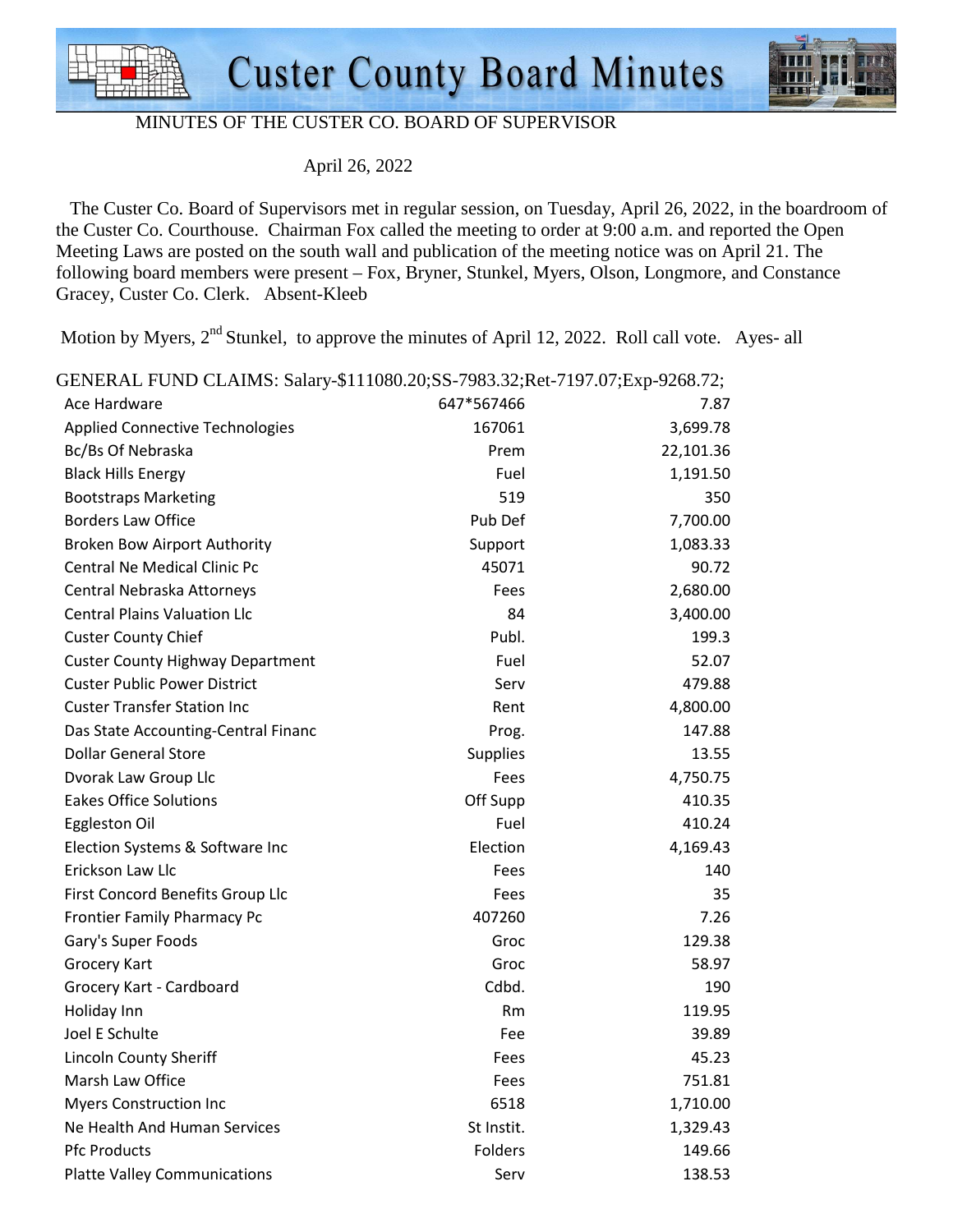# Custer County Board Minutes

MINUTES OF THE CUSTER CO. BOARD OF SUPERVISOR

April 26, 2022

The Custer Co. Board of Supervisors met in regular session, on Tuesday, April 26, 2022, in the boardroom of the Custer Co. Courthouse. Chairman Fox called the meeting to order at 9:00 a.m. and reported the Open Meeting Laws are posted on the south wall and publication of the meeting notice was on April 21. The following board members were present – Fox, Bryner, Stunkel, Myers, Olson, Longmore, and Constance Gracey, Custer Co. Clerk. Absent-Kleeb

Motion by Myers, 2nd Stunkel, to approve the minutes of April 12, 2022. Roll call vote. Ayes- all

GENERAL FUND CLAIMS: Salary-$111080.20;SS-7983.32;Ret-7197.07;Exp-9268.72;

| | | |
|---|---|---|
| Ace Hardware | 647*567466 | 7.87 |
| Applied Connective Technologies | 167061 | 3,699.78 |
| Bc/Bs Of Nebraska | Prem | 22,101.36 |
| Black Hills Energy | Fuel | 1,191.50 |
| Bootstraps Marketing | 519 | 350 |
| Borders Law Office | Pub Def | 7,700.00 |
| Broken Bow Airport Authority | Support | 1,083.33 |
| Central Ne Medical Clinic Pc | 45071 | 90.72 |
| Central Nebraska Attorneys | Fees | 2,680.00 |
| Central Plains Valuation Llc | 84 | 3,400.00 |
| Custer County Chief | Publ. | 199.3 |
| Custer County Highway Department | Fuel | 52.07 |
| Custer Public Power District | Serv | 479.88 |
| Custer Transfer Station Inc | Rent | 4,800.00 |
| Das State Accounting-Central Financ | Prog. | 147.88 |
| Dollar General Store | Supplies | 13.55 |
| Dvorak Law Group Llc | Fees | 4,750.75 |
| Eakes Office Solutions | Off Supp | 410.35 |
| Eggleston Oil | Fuel | 410.24 |
| Election Systems & Software Inc | Election | 4,169.43 |
| Erickson Law Llc | Fees | 140 |
| First Concord Benefits Group Llc | Fees | 35 |
| Frontier Family Pharmacy Pc | 407260 | 7.26 |
| Gary's Super Foods | Groc | 129.38 |
| Grocery Kart | Groc | 58.97 |
| Grocery Kart - Cardboard | Cdbd. | 190 |
| Holiday Inn | Rm | 119.95 |
| Joel E Schulte | Fee | 39.89 |
| Lincoln County Sheriff | Fees | 45.23 |
| Marsh Law Office | Fees | 751.81 |
| Myers Construction Inc | 6518 | 1,710.00 |
| Ne Health And Human Services | St Instit. | 1,329.43 |
| Pfc Products | Folders | 149.66 |
| Platte Valley Communications | Serv | 138.53 |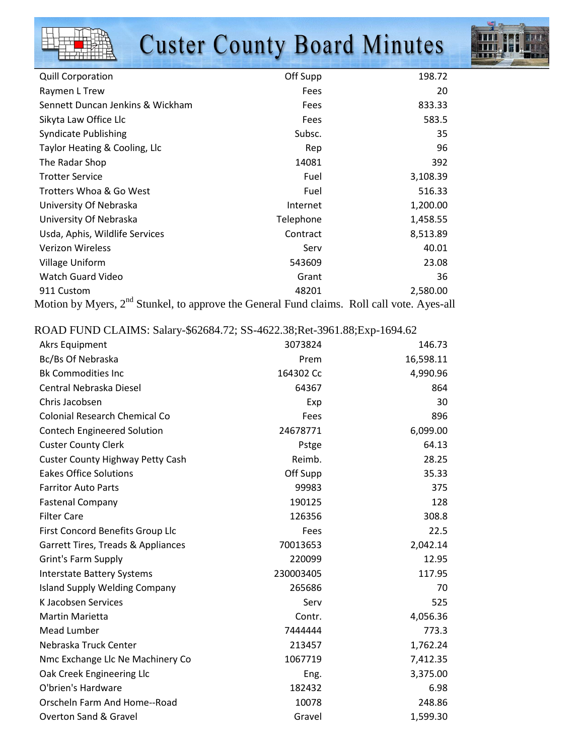| | | |
|---|---|---|
| Quill Corporation | Off Supp | 198.72 |
| Raymen L Trew | Fees | 20 |
| Sennett Duncan Jenkins & Wickham | Fees | 833.33 |
| Sikyta Law Office Llc | Fees | 583.5 |
| Syndicate Publishing | Subsc. | 35 |
| Taylor Heating & Cooling, Llc | Rep | 96 |
| The Radar Shop | 14081 | 392 |
| Trotter Service | Fuel | 3,108.39 |
| Trotters Whoa & Go West | Fuel | 516.33 |
| University Of Nebraska | Internet | 1,200.00 |
| University Of Nebraska | Telephone | 1,458.55 |
| Usda, Aphis, Wildlife Services | Contract | 8,513.89 |
| Verizon Wireless | Serv | 40.01 |
| Village Uniform | 543609 | 23.08 |
| Watch Guard Video | Grant | 36 |
| 911 Custom | 48201 | 2,580.00 |

Motion by Myers, 2nd Stunkel, to approve the General Fund claims. Roll call vote. Ayes-all

ROAD FUND CLAIMS: Salary-$62684.72; SS-4622.38;Ret-3961.88;Exp-1694.62

| | | |
|---|---|---|
| Akrs Equipment | 3073824 | 146.73 |
| Bc/Bs Of Nebraska | Prem | 16,598.11 |
| Bk Commodities Inc | 164302 Cc | 4,990.96 |
| Central Nebraska Diesel | 64367 | 864 |
| Chris Jacobsen | Exp | 30 |
| Colonial Research Chemical Co | Fees | 896 |
| Contech Engineered Solution | 24678771 | 6,099.00 |
| Custer County Clerk | Pstge | 64.13 |
| Custer County Highway Petty Cash | Reimb. | 28.25 |
| Eakes Office Solutions | Off Supp | 35.33 |
| Farritor Auto Parts | 99983 | 375 |
| Fastenal Company | 190125 | 128 |
| Filter Care | 126356 | 308.8 |
| First Concord Benefits Group Llc | Fees | 22.5 |
| Garrett Tires, Treads & Appliances | 70013653 | 2,042.14 |
| Grint's Farm Supply | 220099 | 12.95 |
| Interstate Battery Systems | 230003405 | 117.95 |
| Island Supply Welding Company | 265686 | 70 |
| K Jacobsen Services | Serv | 525 |
| Martin Marietta | Contr. | 4,056.36 |
| Mead Lumber | 7444444 | 773.3 |
| Nebraska Truck Center | 213457 | 1,762.24 |
| Nmc Exchange Llc Ne Machinery Co | 1067719 | 7,412.35 |
| Oak Creek Engineering Llc | Eng. | 3,375.00 |
| O'brien's Hardware | 182432 | 6.98 |
| Orscheln Farm And Home--Road | 10078 | 248.86 |
| Overton Sand & Gravel | Gravel | 1,599.30 |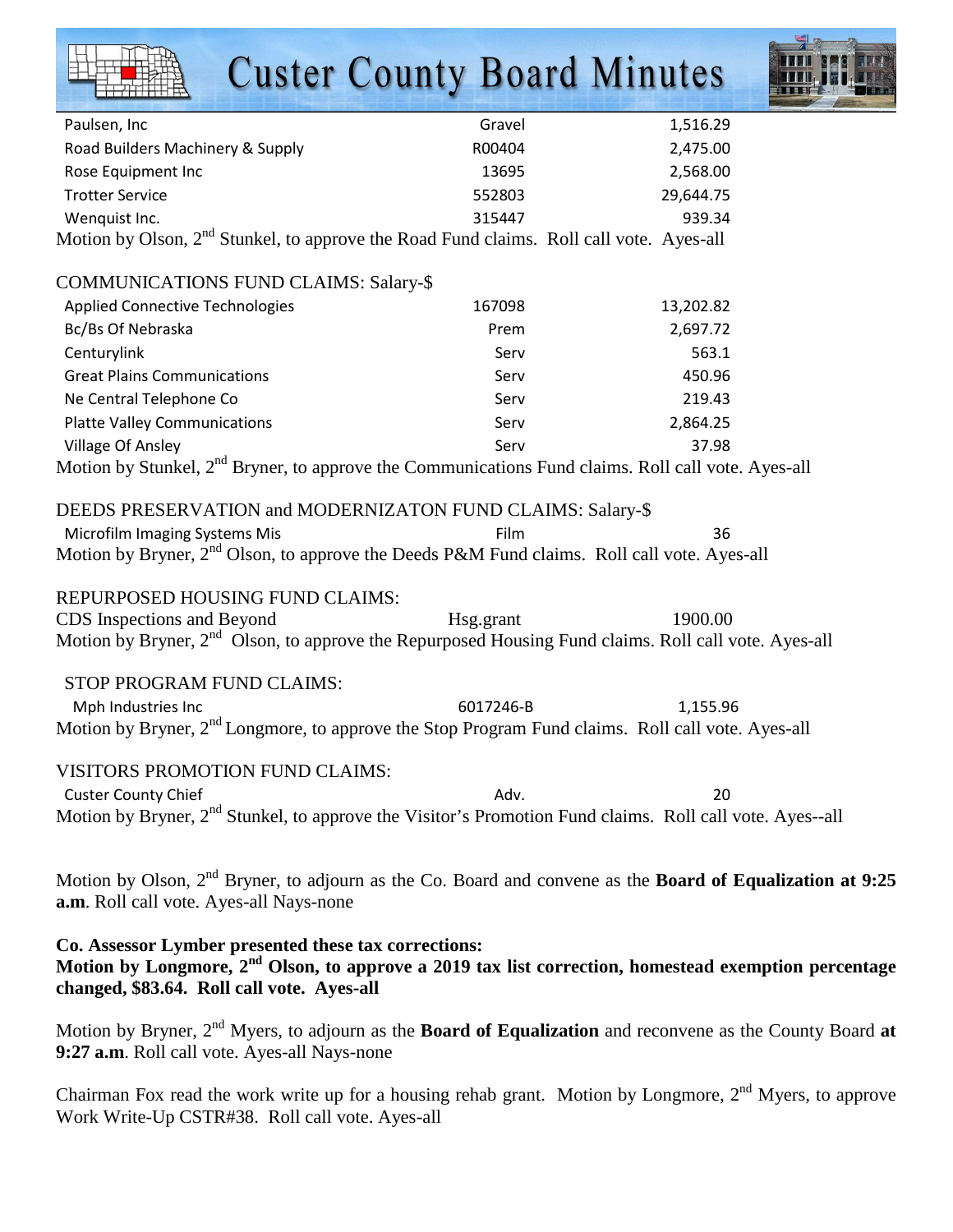| | | |
|---|---|---|
| Paulsen, Inc | Gravel | 1,516.29 |
| Road Builders Machinery & Supply | R00404 | 2,475.00 |
| Rose Equipment Inc | 13695 | 2,568.00 |
| Trotter Service | 552803 | 29,644.75 |
| Wenquist Inc. | 315447 | 939.34 |

Motion by Olson, 2nd Stunkel, to approve the Road Fund claims. Roll call vote. Ayes-all

COMMUNICATIONS FUND CLAIMS: Salary-$

| | | |
|---|---|---|
| Applied Connective Technologies | 167098 | 13,202.82 |
| Bc/Bs Of Nebraska | Prem | 2,697.72 |
| Centurylink | Serv | 563.1 |
| Great Plains Communications | Serv | 450.96 |
| Ne Central Telephone Co | Serv | 219.43 |
| Platte Valley Communications | Serv | 2,864.25 |
| Village Of Ansley | Serv | 37.98 |

Motion by Stunkel, 2nd Bryner, to approve the Communications Fund claims. Roll call vote. Ayes-all

DEEDS PRESERVATION and MODERNIZATON FUND CLAIMS: Salary-$

| | | |
|---|---|---|
| Microfilm Imaging Systems Mis | Film | 36 |

Motion by Bryner, 2nd Olson, to approve the Deeds P&M Fund claims. Roll call vote. Ayes-all

REPURPOSED HOUSING FUND CLAIMS:

| | | |
|---|---|---|
| CDS Inspections and Beyond | Hsg.grant | 1900.00 |

Motion by Bryner, 2nd Olson, to approve the Repurposed Housing Fund claims. Roll call vote. Ayes-all

STOP PROGRAM FUND CLAIMS:

| | | |
|---|---|---|
| Mph Industries Inc | 6017246-B | 1,155.96 |

Motion by Bryner, 2nd Longmore, to approve the Stop Program Fund claims. Roll call vote. Ayes-all

VISITORS PROMOTION FUND CLAIMS:

| | | |
|---|---|---|
| Custer County Chief | Adv. | 20 |

Motion by Bryner, 2nd Stunkel, to approve the Visitor's Promotion Fund claims. Roll call vote. Ayes--all

Motion by Olson, 2nd Bryner, to adjourn as the Co. Board and convene as the **Board of Equalization at 9:25 a.m**. Roll call vote. Ayes-all Nays-none

**Co. Assessor Lymber presented these tax corrections:**
**Motion by Longmore, 2nd Olson, to approve a 2019 tax list correction, homestead exemption percentage changed, $83.64. Roll call vote. Ayes-all**

Motion by Bryner, 2nd Myers, to adjourn as the **Board of Equalization** and reconvene as the County Board **at 9:27 a.m**. Roll call vote. Ayes-all Nays-none

Chairman Fox read the work write up for a housing rehab grant. Motion by Longmore, 2nd Myers, to approve Work Write-Up CSTR#38. Roll call vote. Ayes-all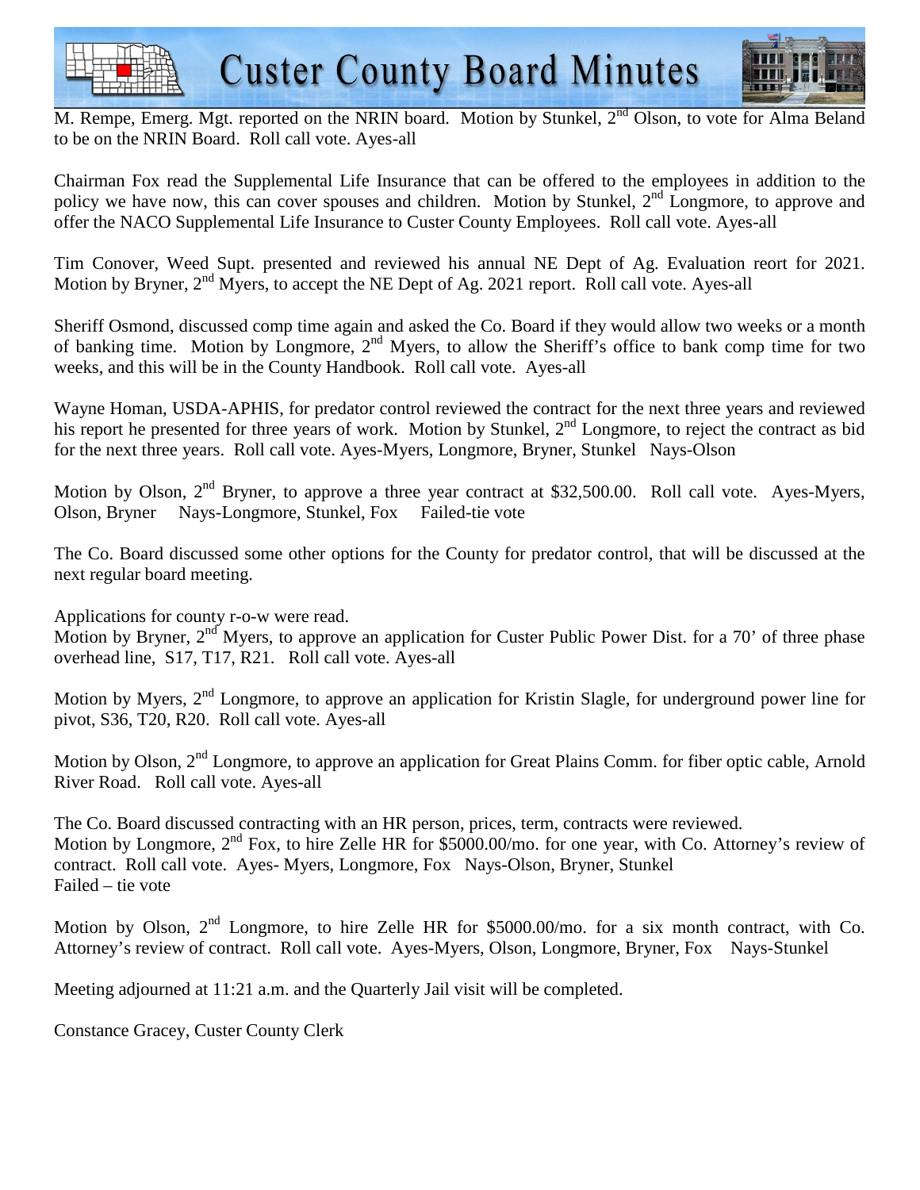M. Rempe, Emerg. Mgt. reported on the NRIN board. Motion by Stunkel, 2nd Olson, to vote for Alma Beland to be on the NRIN Board. Roll call vote. Ayes-all

Chairman Fox read the Supplemental Life Insurance that can be offered to the employees in addition to the policy we have now, this can cover spouses and children. Motion by Stunkel, 2nd Longmore, to approve and offer the NACO Supplemental Life Insurance to Custer County Employees. Roll call vote. Ayes-all

Tim Conover, Weed Supt. presented and reviewed his annual NE Dept of Ag. Evaluation reort for 2021. Motion by Bryner, 2nd Myers, to accept the NE Dept of Ag. 2021 report. Roll call vote. Ayes-all

Sheriff Osmond, discussed comp time again and asked the Co. Board if they would allow two weeks or a month of banking time. Motion by Longmore, 2nd Myers, to allow the Sheriff's office to bank comp time for two weeks, and this will be in the County Handbook. Roll call vote. Ayes-all

Wayne Homan, USDA-APHIS, for predator control reviewed the contract for the next three years and reviewed his report he presented for three years of work. Motion by Stunkel, 2nd Longmore, to reject the contract as bid for the next three years. Roll call vote. Ayes-Myers, Longmore, Bryner, Stunkel Nays-Olson

Motion by Olson, 2nd Bryner, to approve a three year contract at $32,500.00. Roll call vote. Ayes-Myers, Olson, Bryner Nays-Longmore, Stunkel, Fox Failed-tie vote

The Co. Board discussed some other options for the County for predator control, that will be discussed at the next regular board meeting.

Applications for county r-o-w were read.
Motion by Bryner, 2nd Myers, to approve an application for Custer Public Power Dist. for a 70' of three phase overhead line, S17, T17, R21. Roll call vote. Ayes-all

Motion by Myers, 2nd Longmore, to approve an application for Kristin Slagle, for underground power line for pivot, S36, T20, R20. Roll call vote. Ayes-all

Motion by Olson, 2nd Longmore, to approve an application for Great Plains Comm. for fiber optic cable, Arnold River Road. Roll call vote. Ayes-all

The Co. Board discussed contracting with an HR person, prices, term, contracts were reviewed.
Motion by Longmore, 2nd Fox, to hire Zelle HR for $5000.00/mo. for one year, with Co. Attorney's review of contract. Roll call vote. Ayes- Myers, Longmore, Fox Nays-Olson, Bryner, Stunkel
Failed – tie vote

Motion by Olson, 2nd Longmore, to hire Zelle HR for $5000.00/mo. for a six month contract, with Co. Attorney's review of contract. Roll call vote. Ayes-Myers, Olson, Longmore, Bryner, Fox Nays-Stunkel

Meeting adjourned at 11:21 a.m. and the Quarterly Jail visit will be completed.

Constance Gracey, Custer County Clerk